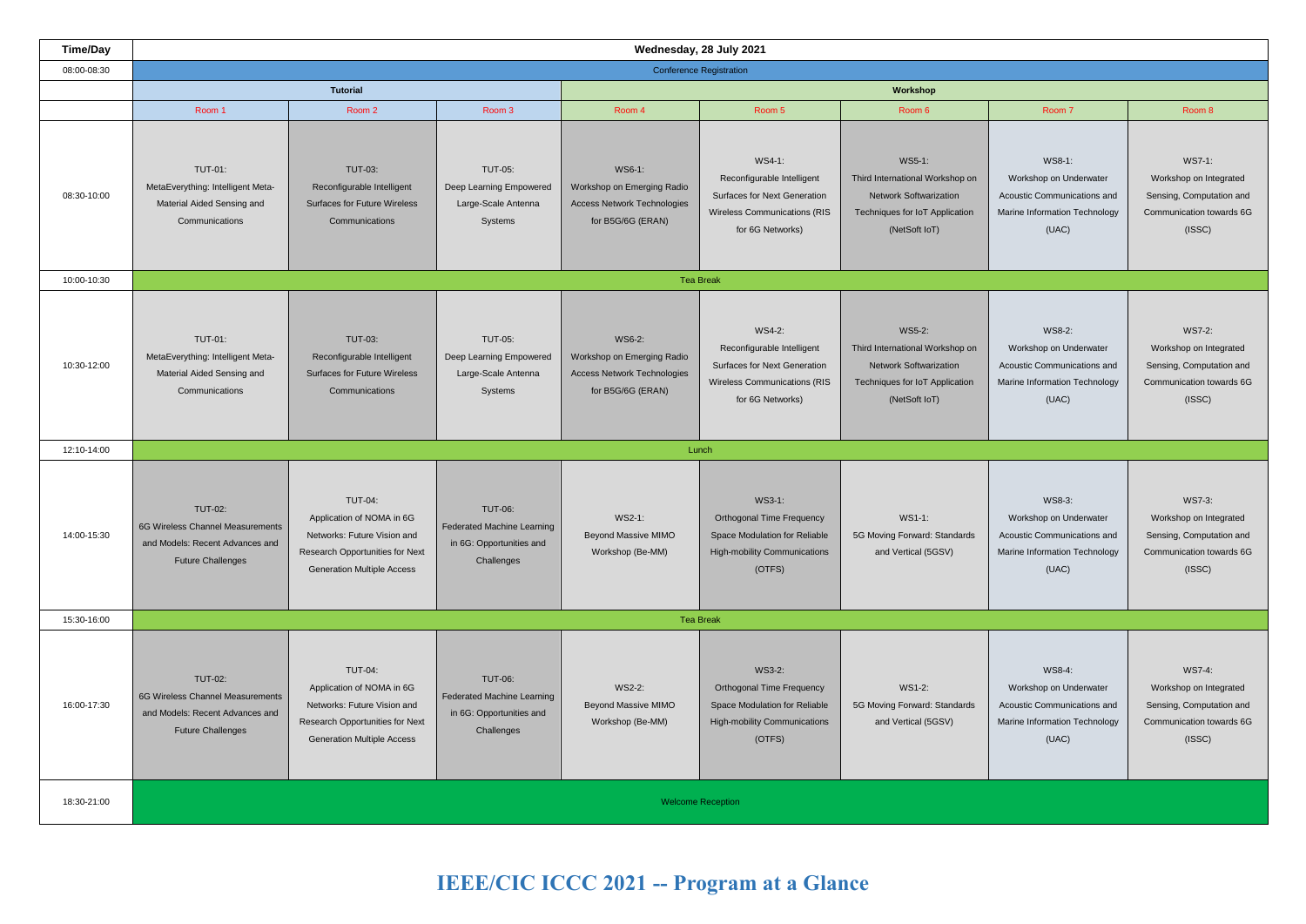# IEEE/CIC ICCC 2021 -- Program at a Glance

| Time/Day | Wednesday, 28 July 2021 | | | | | | | |
|---|---|---|---|---|---|---|---|---|
| 08:00-08:30 | Conference Registration | | | | | | | |
| | Tutorial | | | Workshop | | | | |
| | Room 1 | Room 2 | Room 3 | Room 4 | Room 5 | Room 6 | Room 7 | Room 8 |
| 08:30-10:00 | TUT-01: MetaEverything: Intelligent Meta-Material Aided Sensing and Communications | TUT-03: Reconfigurable Intelligent Surfaces for Future Wireless Communications | TUT-05: Deep Learning Empowered Large-Scale Antenna Systems | WS6-1: Workshop on Emerging Radio Access Network Technologies for B5G/6G (ERAN) | WS4-1: Reconfigurable Intelligent Surfaces for Next Generation Wireless Communications (RIS for 6G Networks) | WS5-1: Third International Workshop on Network Softwarization Techniques for IoT Application (NetSoft IoT) | WS8-1: Workshop on Underwater Acoustic Communications and Marine Information Technology (UAC) | WS7-1: Workshop on Integrated Sensing, Computation and Communication towards 6G (ISSC) |
| 10:00-10:30 | Tea Break | | | | | | | |
| 10:30-12:00 | TUT-01: MetaEverything: Intelligent Meta-Material Aided Sensing and Communications | TUT-03: Reconfigurable Intelligent Surfaces for Future Wireless Communications | TUT-05: Deep Learning Empowered Large-Scale Antenna Systems | WS6-2: Workshop on Emerging Radio Access Network Technologies for B5G/6G (ERAN) | WS4-2: Reconfigurable Intelligent Surfaces for Next Generation Wireless Communications (RIS for 6G Networks) | WS5-2: Third International Workshop on Network Softwarization Techniques for IoT Application (NetSoft IoT) | WS8-2: Workshop on Underwater Acoustic Communications and Marine Information Technology (UAC) | WS7-2: Workshop on Integrated Sensing, Computation and Communication towards 6G (ISSC) |
| 12:10-14:00 | Lunch | | | | | | | |
| 14:00-15:30 | TUT-02: 6G Wireless Channel Measurements and Models: Recent Advances and Future Challenges | TUT-04: Application of NOMA in 6G Networks: Future Vision and Research Opportunities for Next Generation Multiple Access | TUT-06: Federated Machine Learning in 6G: Opportunities and Challenges | WS2-1: Beyond Massive MIMO Workshop (Be-MM) | WS3-1: Orthogonal Time Frequency Space Modulation for Reliable High-mobility Communications (OTFS) | WS1-1: 5G Moving Forward: Standards and Vertical (5GSV) | WS8-3: Workshop on Underwater Acoustic Communications and Marine Information Technology (UAC) | WS7-3: Workshop on Integrated Sensing, Computation and Communication towards 6G (ISSC) |
| 15:30-16:00 | Tea Break | | | | | | | |
| 16:00-17:30 | TUT-02: 6G Wireless Channel Measurements and Models: Recent Advances and Future Challenges | TUT-04: Application of NOMA in 6G Networks: Future Vision and Research Opportunities for Next Generation Multiple Access | TUT-06: Federated Machine Learning in 6G: Opportunities and Challenges | WS2-2: Beyond Massive MIMO Workshop (Be-MM) | WS3-2: Orthogonal Time Frequency Space Modulation for Reliable High-mobility Communications (OTFS) | WS1-2: 5G Moving Forward: Standards and Vertical (5GSV) | WS8-4: Workshop on Underwater Acoustic Communications and Marine Information Technology (UAC) | WS7-4: Workshop on Integrated Sensing, Computation and Communication towards 6G (ISSC) |
| 18:30-21:00 | Welcome Reception | | | | | | | |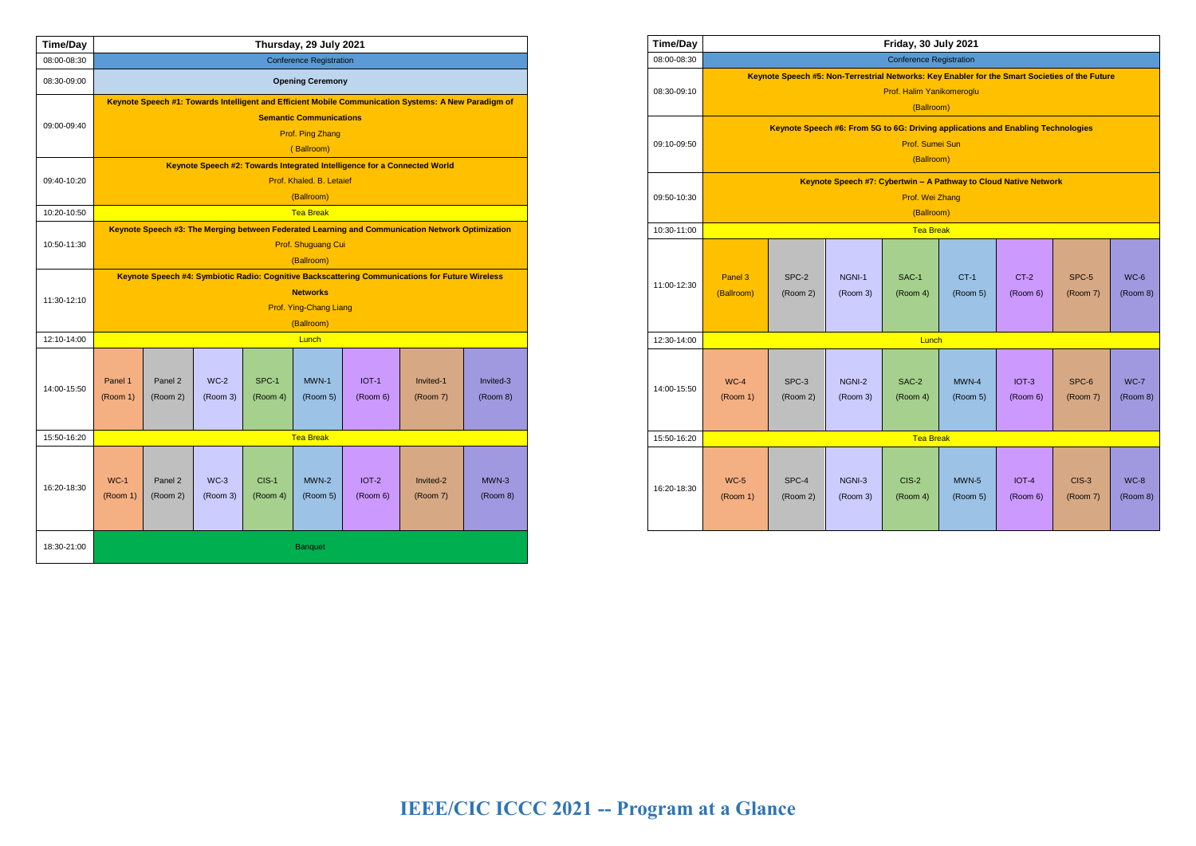# IEEE/CIC ICCC 2021 -- Program at a Glance

| Time/Day | Thursday, 29 July 2021 | | | | | | | |
|---|---|---|---|---|---|---|---|---|
| 08:00-08:30 | Conference Registration | | | | | | | |
| 08:30-09:00 | **Opening Ceremony** | | | | | | | |
| 09:00-09:40 | **Keynote Speech #1: Towards Intelligent and Efficient Mobile Communication Systems: A New Paradigm of Semantic Communications** Prof. Ping Zhang ( Ballroom) | | | | | | | |
| 09:40-10:20 | **Keynote Speech #2: Towards Integrated Intelligence for a Connected World** Prof. Khaled. B. Letaief (Ballroom) | | | | | | | |
| 10:20-10:50 | Tea Break | | | | | | | |
| 10:50-11:30 | **Keynote Speech #3: The Merging between Federated Learning and Communication Network Optimization** Prof. Shuguang Cui (Ballroom) | | | | | | | |
| 11:30-12:10 | **Keynote Speech #4: Symbiotic Radio: Cognitive Backscattering Communications for Future Wireless Networks** Prof. Ying-Chang Liang (Ballroom) | | | | | | | |
| 12:10-14:00 | Lunch | | | | | | | |
| 14:00-15:50 | Panel 1 (Room 1) | Panel 2 (Room 2) | WC-2 (Room 3) | SPC-1 (Room 4) | MWN-1 (Room 5) | IOT-1 (Room 6) | Invited-1 (Room 7) | Invited-3 (Room 8) |
| 15:50-16:20 | Tea Break | | | | | | | |
| 16:20-18:30 | WC-1 (Room 1) | Panel 2 (Room 2) | WC-3 (Room 3) | CIS-1 (Room 4) | MWN-2 (Room 5) | IOT-2 (Room 6) | Invited-2 (Room 7) | MWN-3 (Room 8) |
| 18:30-21:00 | Banquet | | | | | | | |

| Time/Day | Friday, 30 July 2021 | | | | | | | |
|---|---|---|---|---|---|---|---|---|
| 08:00-08:30 | Conference Registration | | | | | | | |
| 08:30-09:10 | **Keynote Speech #5: Non-Terrestrial Networks: Key Enabler for the Smart Societies of the Future** Prof. Halim Yanikomeroglu (Ballroom) | | | | | | | |
| 09:10-09:50 | **Keynote Speech #6: From 5G to 6G: Driving applications and Enabling Technologies** Prof. Sumei Sun (Ballroom) | | | | | | | |
| 09:50-10:30 | **Keynote Speech #7: Cybertwin – A Pathway to Cloud Native Network** Prof. Wei Zhang (Ballroom) | | | | | | | |
| 10:30-11:00 | Tea Break | | | | | | | |
| 11:00-12:30 | Panel 3 (Ballroom) | SPC-2 (Room 2) | NGNI-1 (Room 3) | SAC-1 (Room 4) | CT-1 (Room 5) | CT-2 (Room 6) | SPC-5 (Room 7) | WC-6 (Room 8) |
| 12:30-14:00 | Lunch | | | | | | | |
| 14:00-15:50 | WC-4 (Room 1) | SPC-3 (Room 2) | NGNI-2 (Room 3) | SAC-2 (Room 4) | MWN-4 (Room 5) | IOT-3 (Room 6) | SPC-6 (Room 7) | WC-7 (Room 8) |
| 15:50-16:20 | Tea Break | | | | | | | |
| 16:20-18:30 | WC-5 (Room 1) | SPC-4 (Room 2) | NGNI-3 (Room 3) | CIS-2 (Room 4) | MWN-5 (Room 5) | IOT-4 (Room 6) | CIS-3 (Room 7) | WC-8 (Room 8) |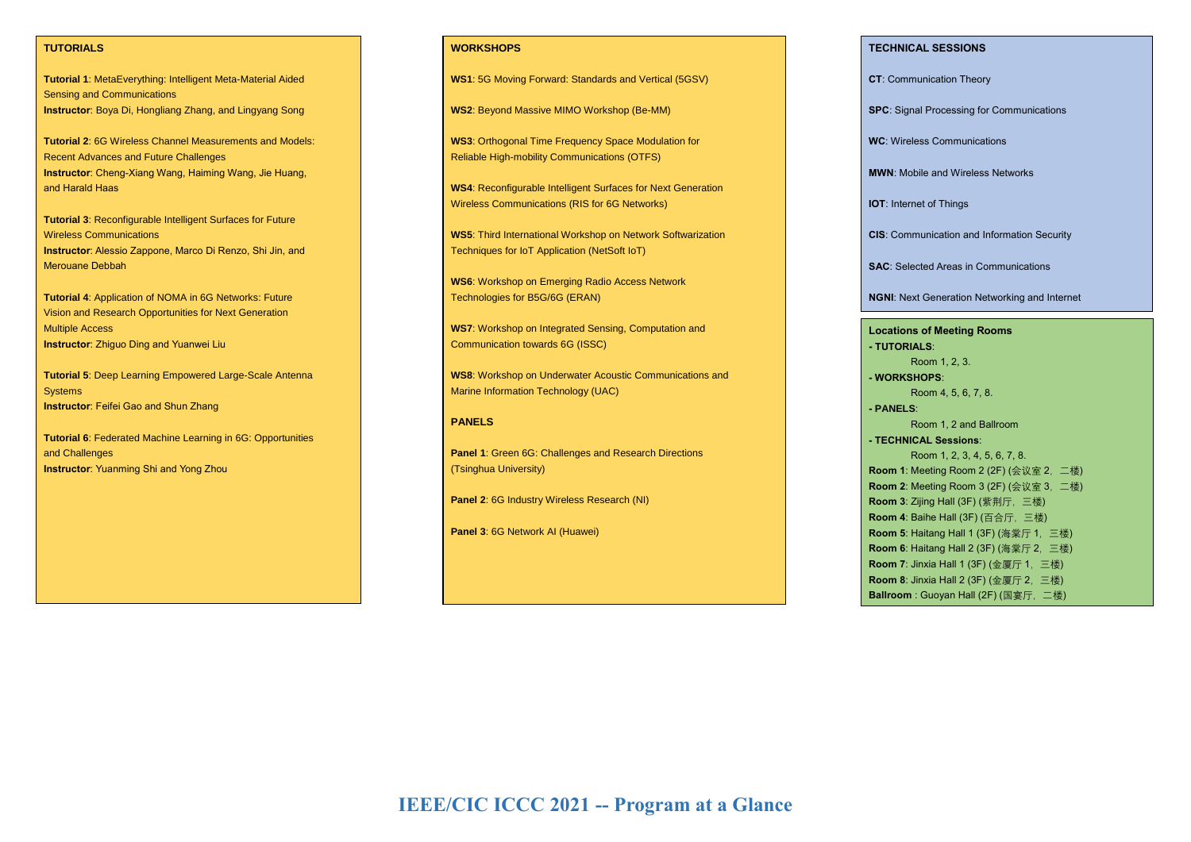**TUTORIALS**

**Tutorial 1**: MetaEverything: Intelligent Meta-Material Aided Sensing and Communications
**Instructor**: Boya Di, Hongliang Zhang, and Lingyang Song

**Tutorial 2**: 6G Wireless Channel Measurements and Models: Recent Advances and Future Challenges
**Instructor**: Cheng-Xiang Wang, Haiming Wang, Jie Huang, and Harald Haas

**Tutorial 3**: Reconfigurable Intelligent Surfaces for Future Wireless Communications
**Instructor**: Alessio Zappone, Marco Di Renzo, Shi Jin, and Merouane Debbah

**Tutorial 4**: Application of NOMA in 6G Networks: Future Vision and Research Opportunities for Next Generation Multiple Access
**Instructor**: Zhiguo Ding and Yuanwei Liu

**Tutorial 5**: Deep Learning Empowered Large-Scale Antenna Systems
**Instructor**: Feifei Gao and Shun Zhang

**Tutorial 6**: Federated Machine Learning in 6G: Opportunities and Challenges
**Instructor**: Yuanming Shi and Yong Zhou

**WORKSHOPS**

**WS1**: 5G Moving Forward: Standards and Vertical (5GSV)

**WS2**: Beyond Massive MIMO Workshop (Be-MM)

**WS3**: Orthogonal Time Frequency Space Modulation for Reliable High-mobility Communications (OTFS)

**WS4**: Reconfigurable Intelligent Surfaces for Next Generation Wireless Communications (RIS for 6G Networks)

**WS5**: Third International Workshop on Network Softwarization Techniques for IoT Application (NetSoft IoT)

**WS6**: Workshop on Emerging Radio Access Network Technologies for B5G/6G (ERAN)

**WS7**: Workshop on Integrated Sensing, Computation and Communication towards 6G (ISSC)

**WS8**: Workshop on Underwater Acoustic Communications and Marine Information Technology (UAC)

**PANELS**

**Panel 1**: Green 6G: Challenges and Research Directions (Tsinghua University)

**Panel 2**: 6G Industry Wireless Research (NI)

**Panel 3**: 6G Network AI (Huawei)

**TECHNICAL SESSIONS**

**CT**: Communication Theory

**SPC**: Signal Processing for Communications

**WC**: Wireless Communications

**MWN**: Mobile and Wireless Networks

**IOT**: Internet of Things

**CIS**: Communication and Information Security

**SAC**: Selected Areas in Communications

**NGNI**: Next Generation Networking and Internet

**Locations of Meeting Rooms**

- **TUTORIALS**:
  Room 1, 2, 3.
- **WORKSHOPS**:
  Room 4, 5, 6, 7, 8.
- **PANELS**:
  Room 1, 2 and Ballroom
- **TECHNICAL Sessions**:
  Room 1, 2, 3, 4, 5, 6, 7, 8.

**Room 1**: Meeting Room 2 (2F) (会议室 2，二楼)
**Room 2**: Meeting Room 3 (2F) (会议室 3，二楼)
**Room 3**: Zijing Hall (3F) (紫荆厅，三楼)
**Room 4**: Baihe Hall (3F) (百合厅，三楼)
**Room 5**: Haitang Hall 1 (3F) (海棠厅 1，三楼)
**Room 6**: Haitang Hall 2 (3F) (海棠厅 2，三楼)
**Room 7**: Jinxia Hall 1 (3F) (金厦厅 1，三楼)
**Room 8**: Jinxia Hall 2 (3F) (金厦厅 2，三楼)
**Ballroom** : Guoyan Hall (2F) (国宴厅，二楼)

# IEEE/CIC ICCC 2021 -- Program at a Glance